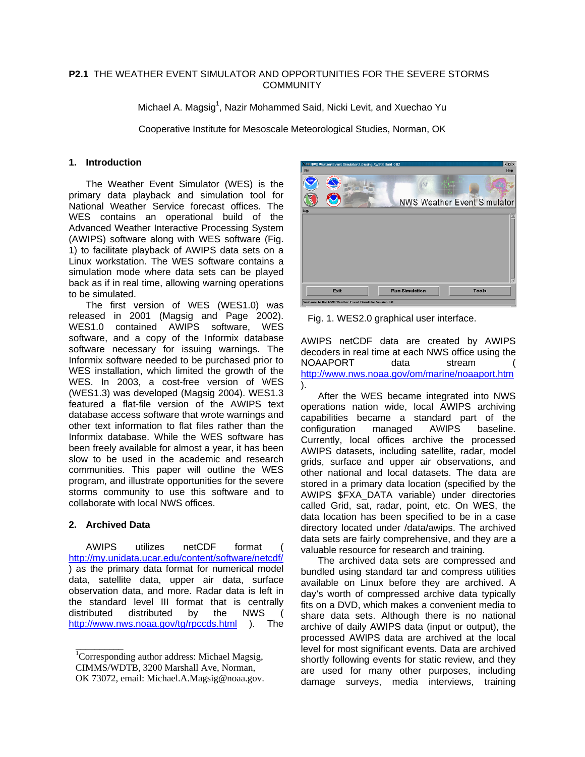**P2.1** THE WEATHER EVENT SIMULATOR AND OPPORTUNITIES FOR THE SEVERE STORMS COMMUNITY

Michael A. Magsig[1], Nazir Mohammed Said, Nicki Levit, and Xuechao Yu

Cooperative Institute for Mesoscale Meteorological Studies, Norman, OK

## 1. Introduction

The Weather Event Simulator (WES) is the primary data playback and simulation tool for National Weather Service forecast offices. The WES contains an operational build of the Advanced Weather Interactive Processing System (AWIPS) software along with WES software (Fig. 1) to facilitate playback of AWIPS data sets on a Linux workstation. The WES software contains a simulation mode where data sets can be played back as if in real time, allowing warning operations to be simulated.

The first version of WES (WES1.0) was released in 2001 (Magsig and Page 2002). WES1.0 contained AWIPS software, WES software, and a copy of the Informix database software necessary for issuing warnings. The Informix software needed to be purchased prior to WES installation, which limited the growth of the WES. In 2003, a cost-free version of WES (WES1.3) was developed (Magsig 2004). WES1.3 featured a flat-file version of the AWIPS text database access software that wrote warnings and other text information to flat files rather than the Informix database. While the WES software has been freely available for almost a year, it has been slow to be used in the academic and research communities. This paper will outline the WES program, and illustrate opportunities for the severe storms community to use this software and to collaborate with local NWS offices.

## 2. Archived Data

AWIPS utilizes netCDF format ( http://my.unidata.ucar.edu/content/software/netcdf/ ) as the primary data format for numerical model data, satellite data, upper air data, surface observation data, and more. Radar data is left in the standard level III format that is centrally distributed distributed by the NWS ( http://www.nws.noaa.gov/tg/rpccds.html ). The AWIPS netCDF data are created by AWIPS decoders in real time at each NWS office using the NOAAPORT data stream ( http://www.nws.noaa.gov/om/marine/noaaport.htm ).

Fig. 1. WES2.0 graphical user interface.

After the WES became integrated into NWS operations nation wide, local AWIPS archiving capabilities became a standard part of the configuration managed AWIPS baseline. Currently, local offices archive the processed AWIPS datasets, including satellite, radar, model grids, surface and upper air observations, and other national and local datasets. The data are stored in a primary data location (specified by the AWIPS $FXA_DATA variable) under directories called Grid, sat, radar, point, etc. On WES, the data location has been specified to be in a case directory located under /data/awips. The archived data sets are fairly comprehensive, and they are a valuable resource for research and training.

The archived data sets are compressed and bundled using standard tar and compress utilities available on Linux before they are archived. A day's worth of compressed archive data typically fits on a DVD, which makes a convenient media to share data sets. Although there is no national archive of daily AWIPS data (input or output), the processed AWIPS data are archived at the local level for most significant events. Data are archived shortly following events for static review, and they are used for many other purposes, including damage surveys, media interviews, training

[1]Corresponding author address: Michael Magsig, CIMMS/WDTB, 3200 Marshall Ave, Norman, OK 73072, email: Michael.A.Magsig@noaa.gov.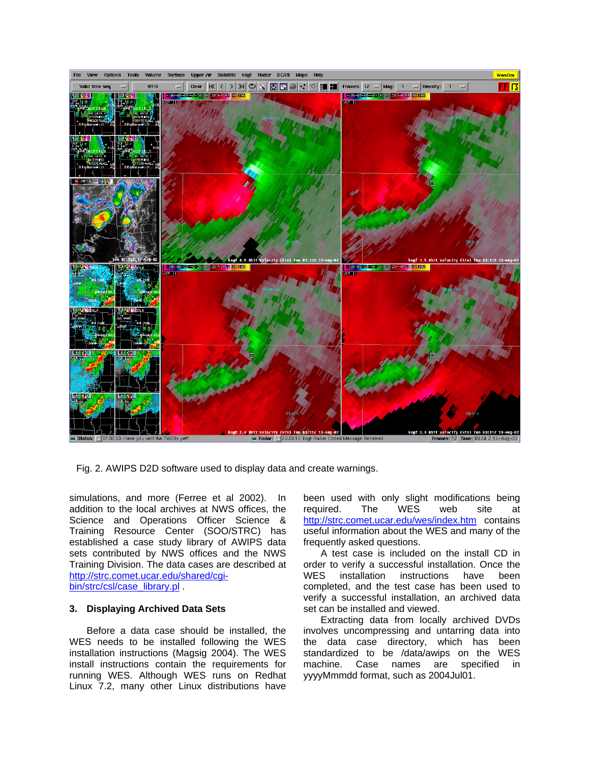Fig. 2. AWIPS D2D software used to display data and create warnings.

simulations, and more (Ferree et al 2002). In addition to the local archives at NWS offices, the Science and Operations Officer Science & Training Resource Center (SOO/STRC) has established a case study library of AWIPS data sets contributed by NWS offices and the NWS Training Division. The data cases are described at http://strc.comet.ucar.edu/shared/cgi-bin/strc/csl/case_library.pl .

### 3. Displaying Archived Data Sets

Before a data case should be installed, the WES needs to be installed following the WES installation instructions (Magsig 2004). The WES install instructions contain the requirements for running WES. Although WES runs on Redhat Linux 7.2, many other Linux distributions have been used with only slight modifications being required. The WES web site at http://strc.comet.ucar.edu/wes/index.htm contains useful information about the WES and many of the frequently asked questions.

A test case is included on the install CD in order to verify a successful installation. Once the WES installation instructions have been completed, and the test case has been used to verify a successful installation, an archived data set can be installed and viewed.

Extracting data from locally archived DVDs involves uncompressing and untarring data into the data case directory, which has been standardized to be /data/awips on the WES machine. Case names are specified in yyyyMmmdd format, such as 2004Jul01.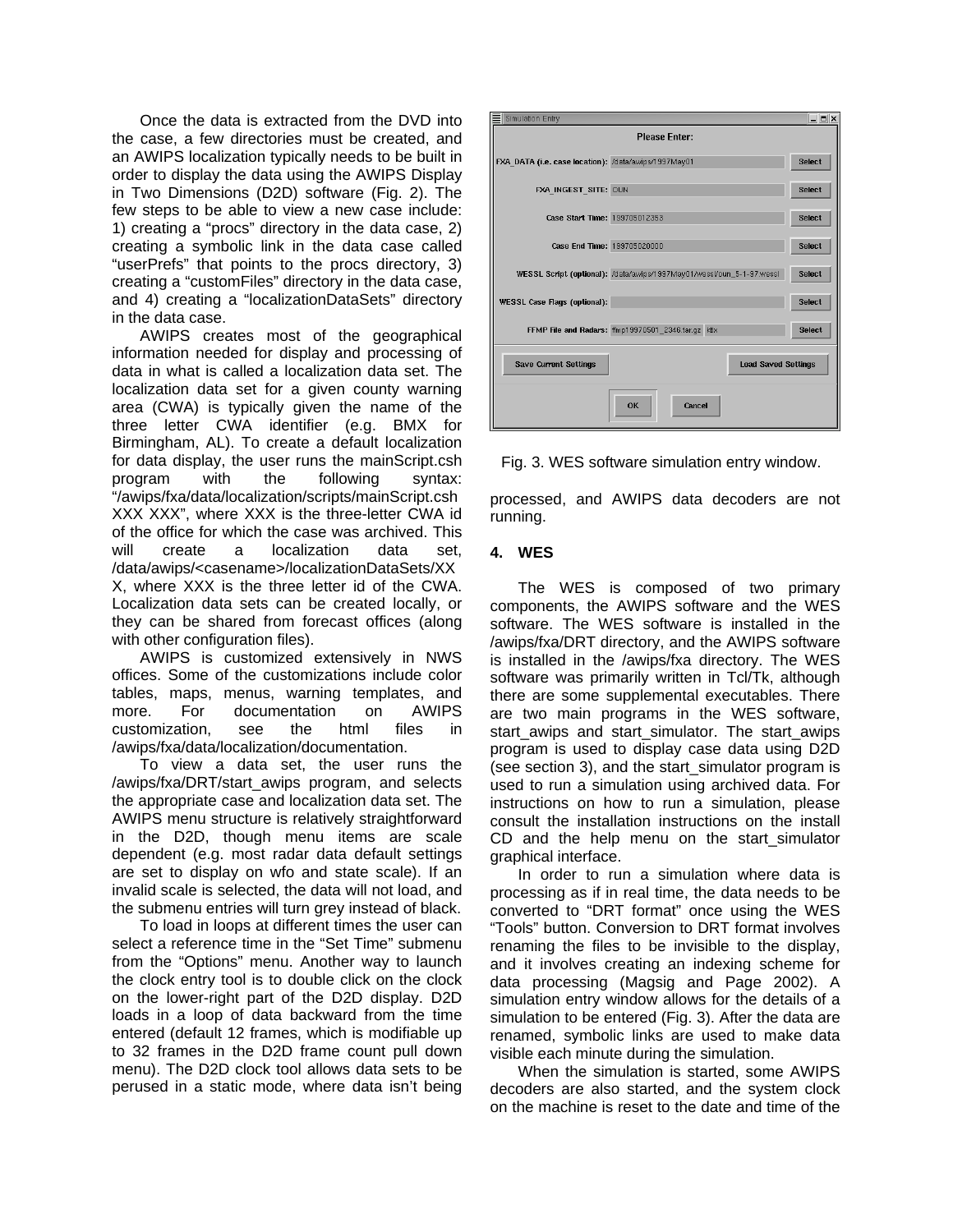Once the data is extracted from the DVD into the case, a few directories must be created, and an AWIPS localization typically needs to be built in order to display the data using the AWIPS Display in Two Dimensions (D2D) software (Fig. 2). The few steps to be able to view a new case include: 1) creating a "procs" directory in the data case, 2) creating a symbolic link in the data case called "userPrefs" that points to the procs directory, 3) creating a "customFiles" directory in the data case, and 4) creating a "localizationDataSets" directory in the data case.

AWIPS creates most of the geographical information needed for display and processing of data in what is called a localization data set. The localization data set for a given county warning area (CWA) is typically given the name of the three letter CWA identifier (e.g. BMX for Birmingham, AL). To create a default localization for data display, the user runs the mainScript.csh program with the following syntax: "/awips/fxa/data/localization/scripts/mainScript.csh XXX XXX", where XXX is the three-letter CWA id of the office for which the case was archived. This will create a localization data set, /data/awips/<casename>/localizationDataSets/XXX, where XXX is the three letter id of the CWA. Localization data sets can be created locally, or they can be shared from forecast offices (along with other configuration files).

AWIPS is customized extensively in NWS offices. Some of the customizations include color tables, maps, menus, warning templates, and more. For documentation on AWIPS customization, see the html files in /awips/fxa/data/localization/documentation.

To view a data set, the user runs the /awips/fxa/DRT/start_awips program, and selects the appropriate case and localization data set. The AWIPS menu structure is relatively straightforward in the D2D, though menu items are scale dependent (e.g. most radar data default settings are set to display on wfo and state scale). If an invalid scale is selected, the data will not load, and the submenu entries will turn grey instead of black.

To load in loops at different times the user can select a reference time in the "Set Time" submenu from the "Options" menu. Another way to launch the clock entry tool is to double click on the clock on the lower-right part of the D2D display. D2D loads in a loop of data backward from the time entered (default 12 frames, which is modifiable up to 32 frames in the D2D frame count pull down menu). The D2D clock tool allows data sets to be perused in a static mode, where data isn't being processed, and AWIPS data decoders are not running.

Fig. 3. WES software simulation entry window.

## 4. WES

The WES is composed of two primary components, the AWIPS software and the WES software. The WES software is installed in the /awips/fxa/DRT directory, and the AWIPS software is installed in the /awips/fxa directory. The WES software was primarily written in Tcl/Tk, although there are some supplemental executables. There are two main programs in the WES software, start_awips and start_simulator. The start_awips program is used to display case data using D2D (see section 3), and the start_simulator program is used to run a simulation using archived data. For instructions on how to run a simulation, please consult the installation instructions on the install CD and the help menu on the start_simulator graphical interface.

In order to run a simulation where data is processing as if in real time, the data needs to be converted to "DRT format" once using the WES "Tools" button. Conversion to DRT format involves renaming the files to be invisible to the display, and it involves creating an indexing scheme for data processing (Magsig and Page 2002). A simulation entry window allows for the details of a simulation to be entered (Fig. 3). After the data are renamed, symbolic links are used to make data visible each minute during the simulation.

When the simulation is started, some AWIPS decoders are also started, and the system clock on the machine is reset to the date and time of the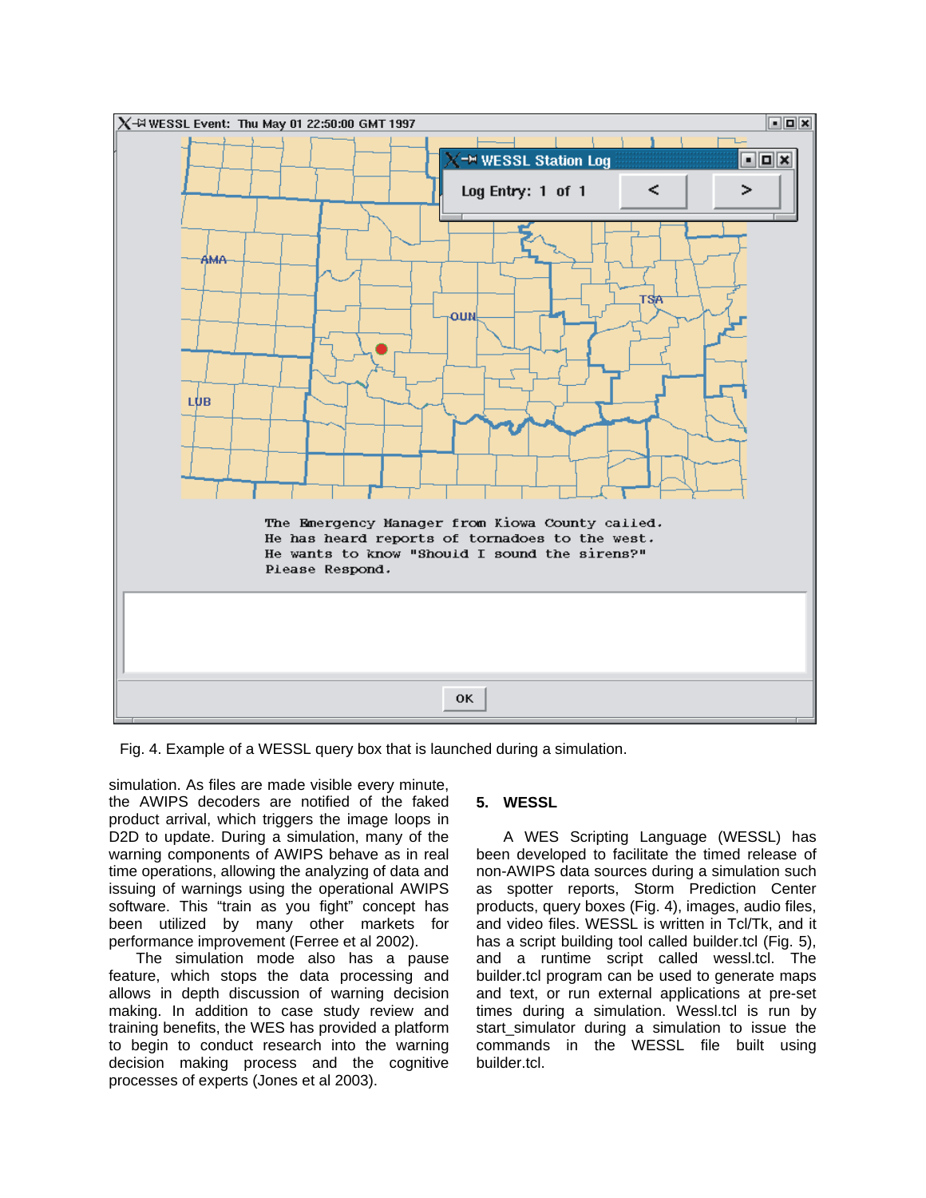Fig. 4. Example of a WESSL query box that is launched during a simulation.

simulation. As files are made visible every minute, the AWIPS decoders are notified of the faked product arrival, which triggers the image loops in D2D to update. During a simulation, many of the warning components of AWIPS behave as in real time operations, allowing the analyzing of data and issuing of warnings using the operational AWIPS software. This "train as you fight" concept has been utilized by many other markets for performance improvement (Ferree et al 2002).

The simulation mode also has a pause feature, which stops the data processing and allows in depth discussion of warning decision making. In addition to case study review and training benefits, the WES has provided a platform to begin to conduct research into the warning decision making process and the cognitive processes of experts (Jones et al 2003).

## 5. WESSL

A WES Scripting Language (WESSL) has been developed to facilitate the timed release of non-AWIPS data sources during a simulation such as spotter reports, Storm Prediction Center products, query boxes (Fig. 4), images, audio files, and video files. WESSL is written in Tcl/Tk, and it has a script building tool called builder.tcl (Fig. 5), and a runtime script called wessl.tcl. The builder.tcl program can be used to generate maps and text, or run external applications at pre-set times during a simulation. Wessl.tcl is run by start_simulator during a simulation to issue the commands in the WESSL file built using builder.tcl.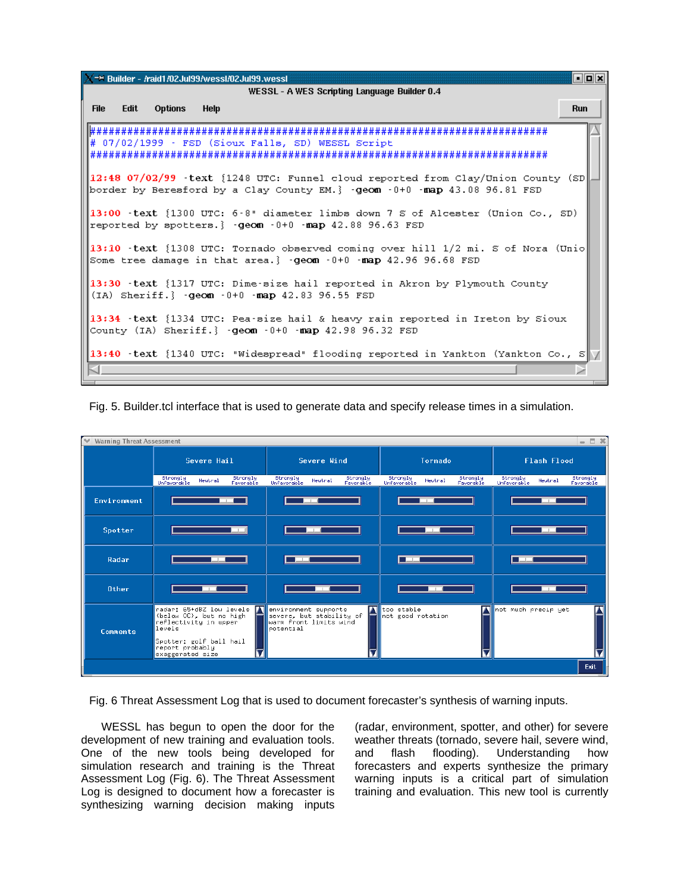Fig. 5. Builder.tcl interface that is used to generate data and specify release times in a simulation.

Fig. 6 Threat Assessment Log that is used to document forecaster's synthesis of warning inputs.

WESSL has begun to open the door for the development of new training and evaluation tools. One of the new tools being developed for simulation research and training is the Threat Assessment Log (Fig. 6). The Threat Assessment Log is designed to document how a forecaster is synthesizing warning decision making inputs (radar, environment, spotter, and other) for severe weather threats (tornado, severe hail, severe wind, and flash flooding). Understanding how forecasters and experts synthesize the primary warning inputs is a critical part of simulation training and evaluation. This new tool is currently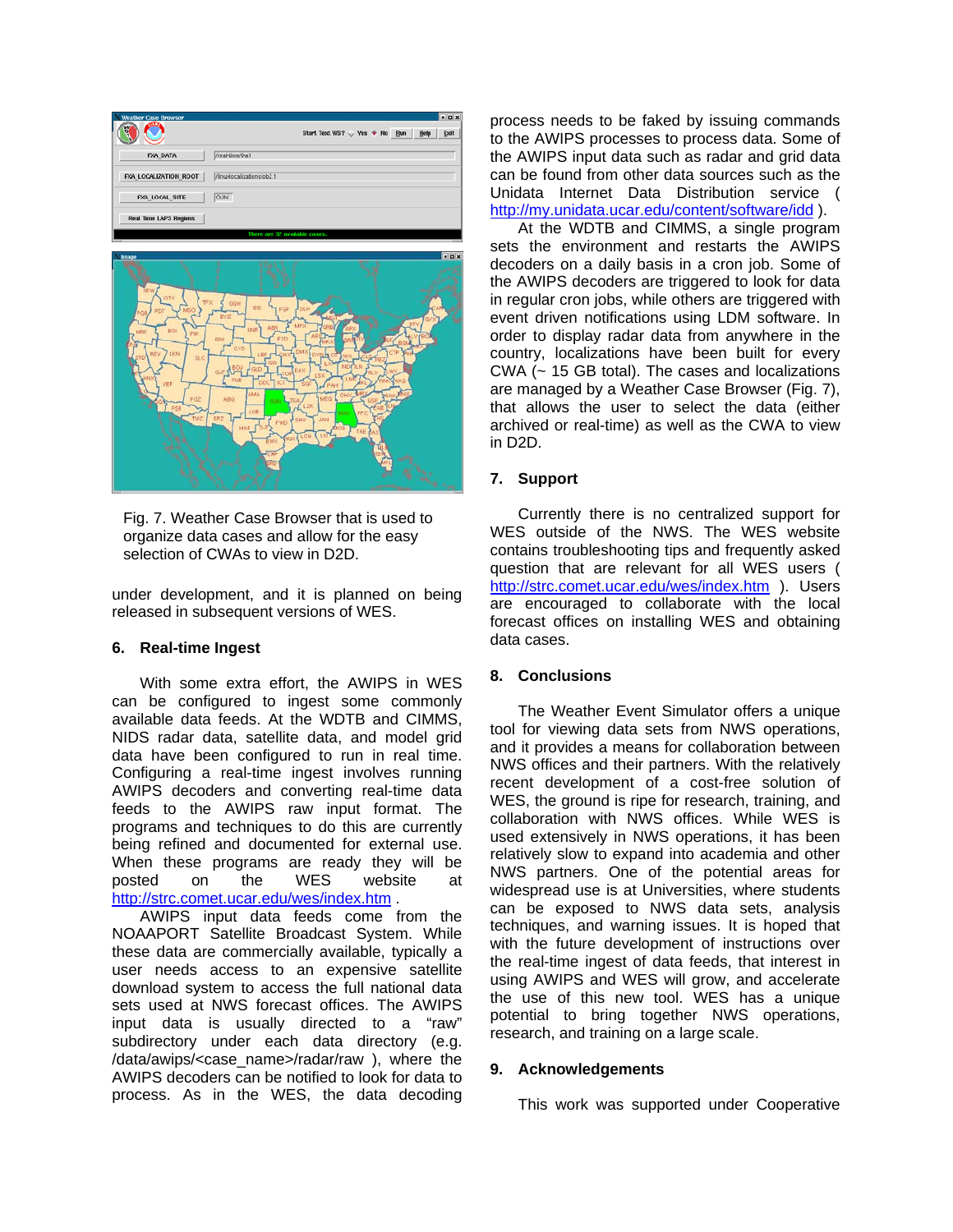Fig. 7. Weather Case Browser that is used to organize data cases and allow for the easy selection of CWAs to view in D2D.

under development, and it is planned on being released in subsequent versions of WES.

## 6. Real-time Ingest

With some extra effort, the AWIPS in WES can be configured to ingest some commonly available data feeds. At the WDTB and CIMMS, NIDS radar data, satellite data, and model grid data have been configured to run in real time. Configuring a real-time ingest involves running AWIPS decoders and converting real-time data feeds to the AWIPS raw input format. The programs and techniques to do this are currently being refined and documented for external use. When these programs are ready they will be posted on the WES website at http://strc.comet.ucar.edu/wes/index.htm .

AWIPS input data feeds come from the NOAAPORT Satellite Broadcast System. While these data are commercially available, typically a user needs access to an expensive satellite download system to access the full national data sets used at NWS forecast offices. The AWIPS input data is usually directed to a "raw" subdirectory under each data directory (e.g. /data/awips/<case_name>/radar/raw ), where the AWIPS decoders can be notified to look for data to process. As in the WES, the data decoding process needs to be faked by issuing commands to the AWIPS processes to process data. Some of the AWIPS input data such as radar and grid data can be found from other data sources such as the Unidata Internet Data Distribution service ( http://my.unidata.ucar.edu/content/software/idd ).

At the WDTB and CIMMS, a single program sets the environment and restarts the AWIPS decoders on a daily basis in a cron job. Some of the AWIPS decoders are triggered to look for data in regular cron jobs, while others are triggered with event driven notifications using LDM software. In order to display radar data from anywhere in the country, localizations have been built for every CWA (~ 15 GB total). The cases and localizations are managed by a Weather Case Browser (Fig. 7), that allows the user to select the data (either archived or real-time) as well as the CWA to view in D2D.

## 7. Support

Currently there is no centralized support for WES outside of the NWS. The WES website contains troubleshooting tips and frequently asked question that are relevant for all WES users ( http://strc.comet.ucar.edu/wes/index.htm ). Users are encouraged to collaborate with the local forecast offices on installing WES and obtaining data cases.

## 8. Conclusions

The Weather Event Simulator offers a unique tool for viewing data sets from NWS operations, and it provides a means for collaboration between NWS offices and their partners. With the relatively recent development of a cost-free solution of WES, the ground is ripe for research, training, and collaboration with NWS offices. While WES is used extensively in NWS operations, it has been relatively slow to expand into academia and other NWS partners. One of the potential areas for widespread use is at Universities, where students can be exposed to NWS data sets, analysis techniques, and warning issues. It is hoped that with the future development of instructions over the real-time ingest of data feeds, that interest in using AWIPS and WES will grow, and accelerate the use of this new tool. WES has a unique potential to bring together NWS operations, research, and training on a large scale.

## 9. Acknowledgements

This work was supported under Cooperative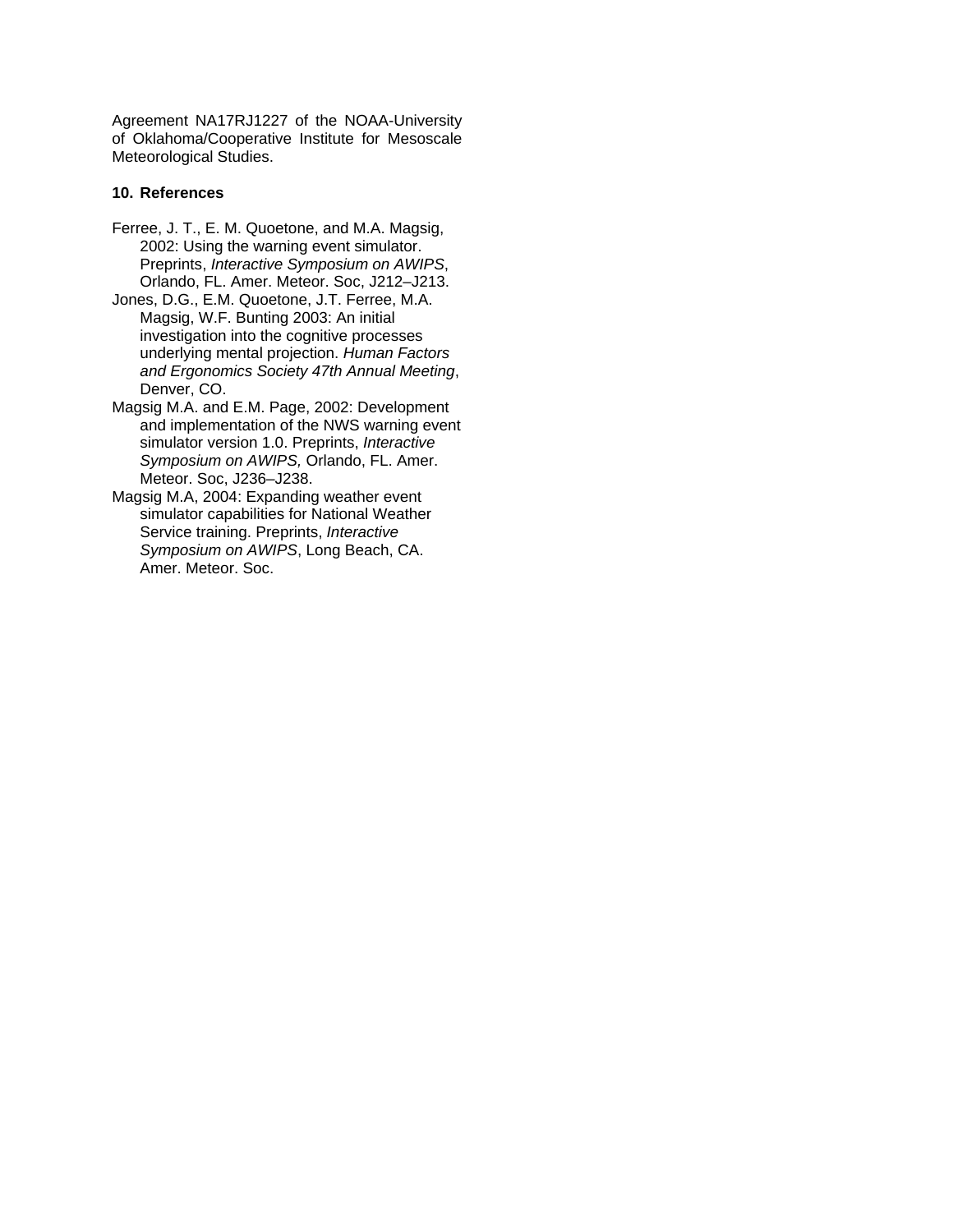Agreement NA17RJ1227 of the NOAA-University of Oklahoma/Cooperative Institute for Mesoscale Meteorological Studies.

## 10. References

Ferree, J. T., E. M. Quoetone, and M.A. Magsig, 2002: Using the warning event simulator. Preprints, *Interactive Symposium on AWIPS*, Orlando, FL. Amer. Meteor. Soc, J212–J213.

Jones, D.G., E.M. Quoetone, J.T. Ferree, M.A. Magsig, W.F. Bunting 2003: An initial investigation into the cognitive processes underlying mental projection. *Human Factors and Ergonomics Society 47th Annual Meeting*, Denver, CO.

Magsig M.A. and E.M. Page, 2002: Development and implementation of the NWS warning event simulator version 1.0. Preprints, *Interactive Symposium on AWIPS,* Orlando, FL. Amer. Meteor. Soc, J236–J238.

Magsig M.A, 2004: Expanding weather event simulator capabilities for National Weather Service training. Preprints, *Interactive Symposium on AWIPS*, Long Beach, CA. Amer. Meteor. Soc.